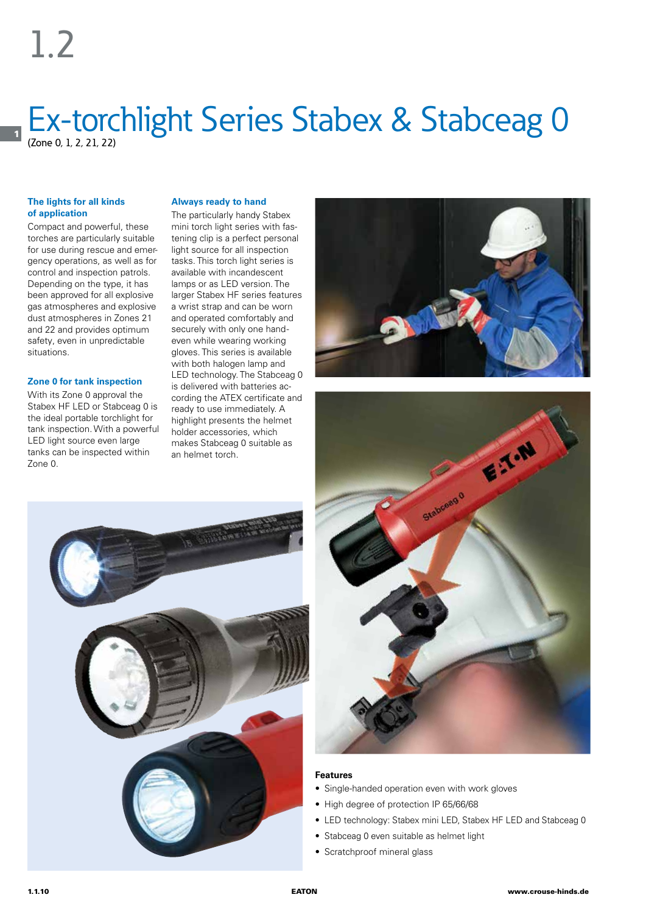1.2

# Ex-torchlight Series Stabex & Stabceag 0

(Zone 0, 1, 2, 21, 22)

### The lights for all kinds of application

Compact and powerful, these torches are particularly suitable for use during rescue and emergency operations, as well as for control and inspection patrols. Depending on the type, it has been approved for all explosive gas atmospheres and explosive dust atmospheres in Zones 21 and 22 and provides optimum safety, even in unpredictable situations.

### Zone 0 for tank inspection

With its Zone 0 approval the Stabex HF LED or Stabceag 0 is the ideal portable torchlight for tank inspection. With a powerful LED light source even large tanks can be inspected within Zone 0.

### Always ready to hand

The particularly handy Stabex mini torch light series with fastening clip is a perfect personal light source for all inspection tasks. This torch light series is available with incandescent lamps or as LED version. The larger Stabex HF series features a wrist strap and can be worn and operated comfortably and securely with only one hand- even while wearing working gloves. This series is available with both halogen lamp and LED technology. The Stabceag 0 is delivered with batteries according the ATEX certificate and ready to use immediately. A highlight presents the helmet holder accessories, which makes Stabceag 0 suitable as an helmet torch.

**Features**

- Single-handed operation even with work gloves
- High degree of protection IP 65/66/68
- LED technology: Stabex mini LED, Stabex HF LED and Stabceag 0
- Stabceag 0 even suitable as helmet light
- Scratchproof mineral glass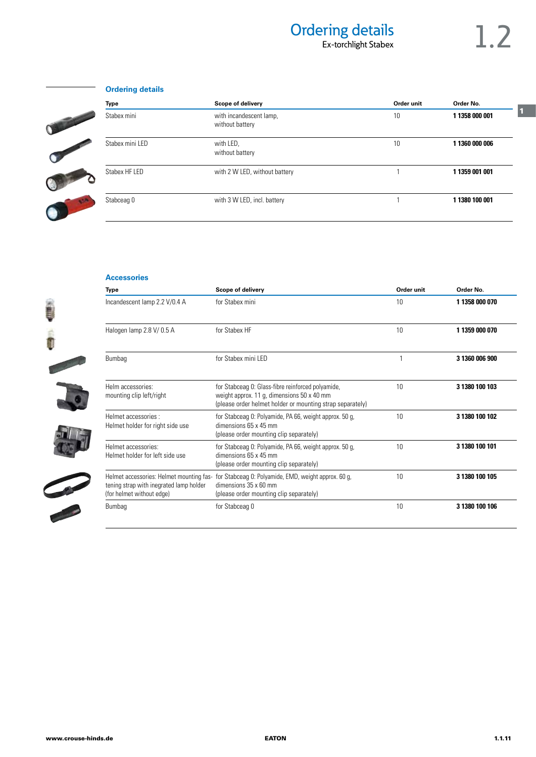# Ordering details

Ex-torchlight Stabex

## Ordering details

| Type | Scope of delivery | Order unit | Order No. |
|---|---|---|---|
| Stabex mini | with incandescent lamp, without battery | 10 | **1 1358 000 001** |
| Stabex mini LED | with LED, without battery | 10 | **1 1360 000 006** |
| Stabex HF LED | with 2 W LED, without battery | 1 | **1 1359 001 001** |
| Stabceag 0 | with 3 W LED, incl. battery | 1 | **1 1380 100 001** |

## Accessories

| Type | Scope of delivery | Order unit | Order No. |
|---|---|---|---|
| Incandescent lamp 2.2 V/0.4 A | for Stabex mini | 10 | **1 1358 000 070** |
| Halogen lamp 2.8 V/ 0.5 A | for Stabex HF | 10 | **1 1359 000 070** |
| Bumbag | for Stabex mini LED | 1 | **3 1360 006 900** |
| Helm accessories: mounting clip left/right | for Stabceag 0: Glass-fibre reinforced polyamide, weight approx. 11 g, dimensions 50 x 40 mm (please order helmet holder or mounting strap separately) | 10 | **3 1380 100 103** |
| Helmet accessories : Helmet holder for right side use | for Stabceag 0: Polyamide, PA 66, weight approx. 50 g, dimensions 65 x 45 mm (please order mounting clip separately) | 10 | **3 1380 100 102** |
| Helmet accessories: Helmet holder for left side use | for Stabceag 0: Polyamide, PA 66, weight approx. 50 g, dimensions 65 x 45 mm (please order mounting clip separately) | 10 | **3 1380 100 101** |
| Helmet accessories: Helmet mounting fastening strap with inegrated lamp holder (for helmet without edge) | for Stabceag 0: Polyamide, EMD, weight approx. 60 g, dimensions 35 x 60 mm (please order mounting clip separately) | 10 | **3 1380 100 105** |
| Bumbag | for Stabceag 0 | 10 | **3 1380 100 106** |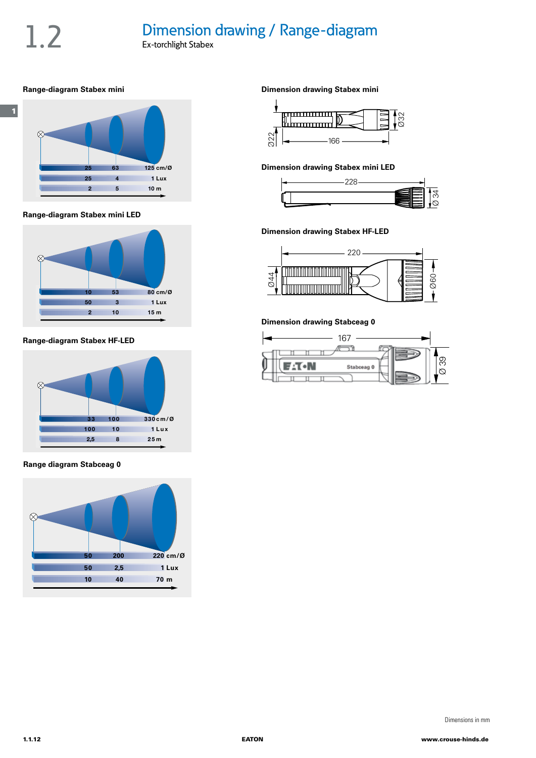# 1.2 Dimension drawing / Range-diagram

Ex-torchlight Stabex

## Range-diagram Stabex mini

| 25 | 63 | 125 cm/Ø |
|---|---|---|
| 25 | 4 | 1 Lux |
| 2 | 5 | 10 m |

## Range-diagram Stabex mini LED

| 10 | 53 | 80 cm/Ø |
|---|---|---|
| 50 | 3 | 1 Lux |
| 2 | 10 | 15 m |

## Range-diagram Stabex HF-LED

| 33 | 100 | 330 cm/Ø |
|---|---|---|
| 100 | 10 | 1 Lux |
| 2,5 | 8 | 25 m |

## Range diagram Stabceag 0

| 50 | 200 | 220 cm/Ø |
|---|---|---|
| 50 | 2,5 | 1 Lux |
| 10 | 40 | 70 m |

## Dimension drawing Stabex mini

Ø22, 166, Ø32

## Dimension drawing Stabex mini LED

228, Ø 34

## Dimension drawing Stabex HF-LED

220, Ø44, Ø60

## Dimension drawing Stabceag 0

167, Ø 39

Dimensions in mm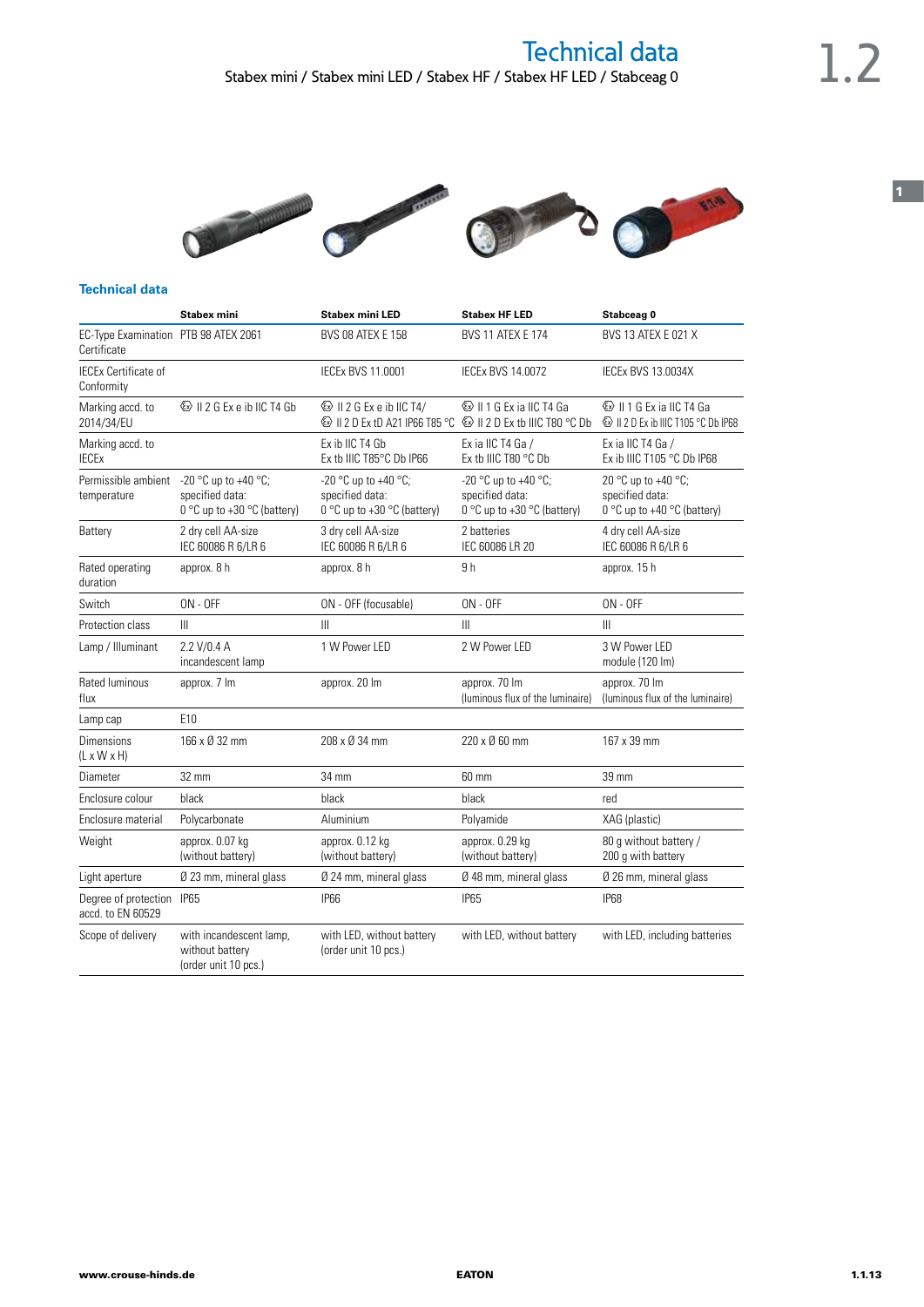# Technical data

Stabex mini / Stabex mini LED / Stabex HF / Stabex HF LED / Stabceag 0

## Technical data

| | Stabex mini | Stabex mini LED | Stabex HF LED | Stabceag 0 |
|---|---|---|---|---|
| EC-Type Examination Certificate | PTB 98 ATEX 2061 | BVS 08 ATEX E 158 | BVS 11 ATEX E 174 | BVS 13 ATEX E 021 X |
| IECEx Certificate of Conformity | | IECEx BVS 11.0001 | IECEx BVS 14.0072 | IECEx BVS 13.0034X |
| Marking accd. to 2014/34/EU | ⟨Ex⟩ II 2 G Ex e ib IIC T4 Gb | ⟨Ex⟩ II 2 G Ex e ib IIC T4/<br>⟨Ex⟩ II 2 D Ex tD A21 IP66 T85 °C | ⟨Ex⟩ II 1 G Ex ia IIC T4 Ga<br>⟨Ex⟩ II 2 D Ex tb IIIC T80 °C Db | ⟨Ex⟩ II 1 G Ex ia IIC T4 Ga<br>⟨Ex⟩ II 2 D Ex ib IIIC T105 °C Db IP68 |
| Marking accd. to IECEx | | Ex ib IIC T4 Gb<br>Ex tb IIIC T85°C Db IP66 | Ex ia IIC T4 Ga /<br>Ex tb IIIC T80 °C Db | Ex ia IIC T4 Ga /<br>Ex ib IIIC T105 °C Db IP68 |
| Permissible ambient temperature | -20 °C up to +40 °C;<br>specified data:<br>0 °C up to +30 °C (battery) | -20 °C up to +40 °C;<br>specified data:<br>0 °C up to +30 °C (battery) | -20 °C up to +40 °C;<br>specified data:<br>0 °C up to +30 °C (battery) | 20 °C up to +40 °C;<br>specified data:<br>0 °C up to +40 °C (battery) |
| Battery | 2 dry cell AA-size<br>IEC 60086 R 6/LR 6 | 3 dry cell AA-size<br>IEC 60086 R 6/LR 6 | 2 batteries<br>IEC 60086 LR 20 | 4 dry cell AA-size<br>IEC 60086 R 6/LR 6 |
| Rated operating duration | approx. 8 h | approx. 8 h | 9 h | approx. 15 h |
| Switch | ON - OFF | ON - OFF (focusable) | ON - OFF | ON - OFF |
| Protection class | III | III | III | III |
| Lamp / Illuminant | 2.2 V/0.4 A<br>incandescent lamp | 1 W Power LED | 2 W Power LED | 3 W Power LED<br>module (120 lm) |
| Rated luminous flux | approx. 7 lm | approx. 20 lm | approx. 70 lm<br>(luminous flux of the luminaire) | approx. 70 lm<br>(luminous flux of the luminaire) |
| Lamp cap | E10 | | | |
| Dimensions (L x W x H) | 166 x Ø 32 mm | 208 x Ø 34 mm | 220 x Ø 60 mm | 167 x 39 mm |
| Diameter | 32 mm | 34 mm | 60 mm | 39 mm |
| Enclosure colour | black | black | black | red |
| Enclosure material | Polycarbonate | Aluminium | Polyamide | XAG (plastic) |
| Weight | approx. 0.07 kg<br>(without battery) | approx. 0.12 kg<br>(without battery) | approx. 0.29 kg<br>(without battery) | 80 g without battery /<br>200 g with battery |
| Light aperture | Ø 23 mm, mineral glass | Ø 24 mm, mineral glass | Ø 48 mm, mineral glass | Ø 26 mm, mineral glass |
| Degree of protection accd. to EN 60529 | IP65 | IP66 | IP65 | IP68 |
| Scope of delivery | with incandescent lamp,<br>without battery<br>(order unit 10 pcs.) | with LED, without battery<br>(order unit 10 pcs.) | with LED, without battery | with LED, including batteries |